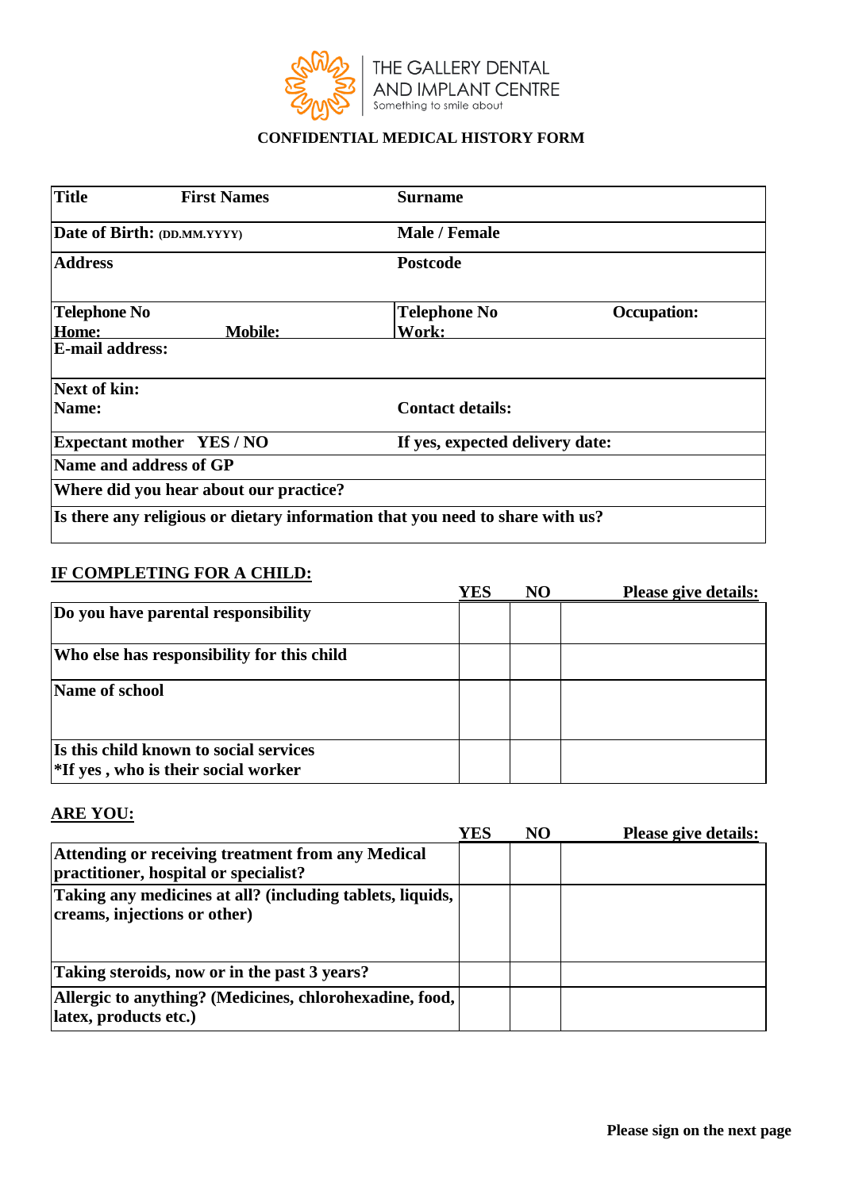THE GALLERY DENTAL AND IMPLANT CENTRE

Something to smile about

# CONFIDENTIAL MEDICAL HISTORY FORM

| | |
|---|---|
| **Title** **First Names** | **Surname** |
| **Date of Birth:** (DD.MM.YYYY) | **Male / Female** |
| **Address** | **Postcode** |
| **Telephone No Home:** **Mobile:** | **Telephone No Work:** **Occupation:** |
| **E-mail address:** | |
| **Next of kin: Name:** | **Contact details:** |
| **Expectant mother YES / NO** | **If yes, expected delivery date:** |
| **Name and address of GP** | |
| **Where did you hear about our practice?** | |
| **Is there any religious or dietary information that you need to share with us?** | |

## IF COMPLETING FOR A CHILD:

| | YES | NO | Please give details: |
|---|---|---|---|
| **Do you have parental responsibility** | | | |
| **Who else has responsibility for this child** | | | |
| **Name of school** | | | |
| **Is this child known to social services** *If yes , who is their social worker | | | |

## ARE YOU:

| | YES | NO | Please give details: |
|---|---|---|---|
| **Attending or receiving treatment from any Medical practitioner, hospital or specialist?** | | | |
| **Taking any medicines at all? (including tablets, liquids, creams, injections or other)** | | | |
| **Taking steroids, now or in the past 3 years?** | | | |
| **Allergic to anything? (Medicines, chlorohexadine, food, latex, products etc.)** | | | |

**Please sign on the next page**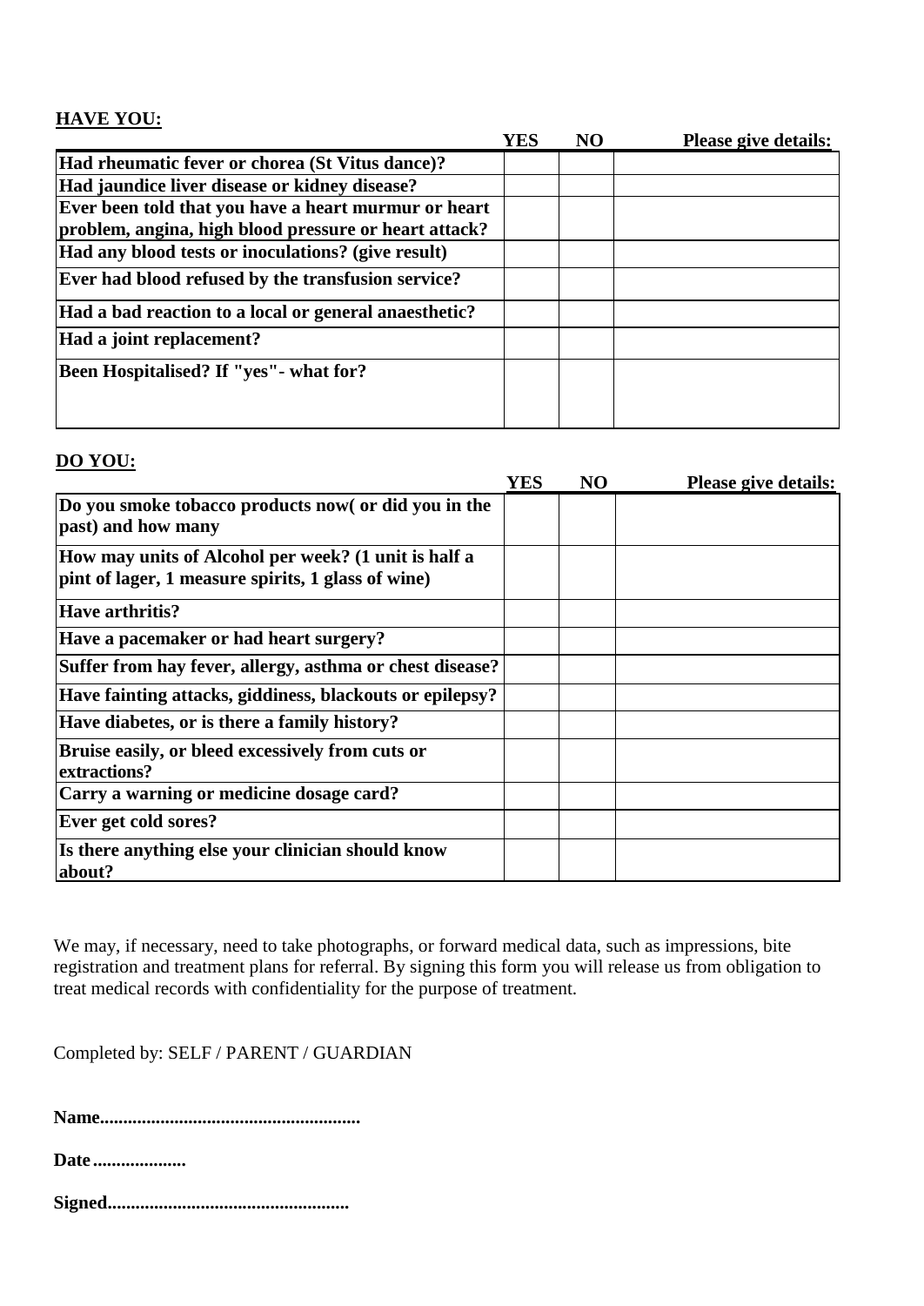**HAVE YOU:**

| | YES | NO | Please give details: |
|---|---|---|---|
| **Had rheumatic fever or chorea (St Vitus dance)?** | | | |
| **Had jaundice liver disease or kidney disease?** | | | |
| **Ever been told that you have a heart murmur or heart problem, angina, high blood pressure or heart attack?** | | | |
| **Had any blood tests or inoculations? (give result)** | | | |
| **Ever had blood refused by the transfusion service?** | | | |
| **Had a bad reaction to a local or general anaesthetic?** | | | |
| **Had a joint replacement?** | | | |
| **Been Hospitalised? If "yes"- what for?** | | | |

**DO YOU:**

| | YES | NO | Please give details: |
|---|---|---|---|
| **Do you smoke tobacco products now( or did you in the past) and how many** | | | |
| **How may units of Alcohol per week? (1 unit is half a pint of lager, 1 measure spirits, 1 glass of wine)** | | | |
| **Have arthritis?** | | | |
| **Have a pacemaker or had heart surgery?** | | | |
| **Suffer from hay fever, allergy, asthma or chest disease?** | | | |
| **Have fainting attacks, giddiness, blackouts or epilepsy?** | | | |
| **Have diabetes, or is there a family history?** | | | |
| **Bruise easily, or bleed excessively from cuts or extractions?** | | | |
| **Carry a warning or medicine dosage card?** | | | |
| **Ever get cold sores?** | | | |
| **Is there anything else your clinician should know about?** | | | |

We may, if necessary, need to take photographs, or forward medical data, such as impressions, bite registration and treatment plans for referral. By signing this form you will release us from obligation to treat medical records with confidentiality for the purpose of treatment.

Completed by: SELF / PARENT / GUARDIAN

**Name.......................................................**

**Date ....................**

**Signed...................................................**